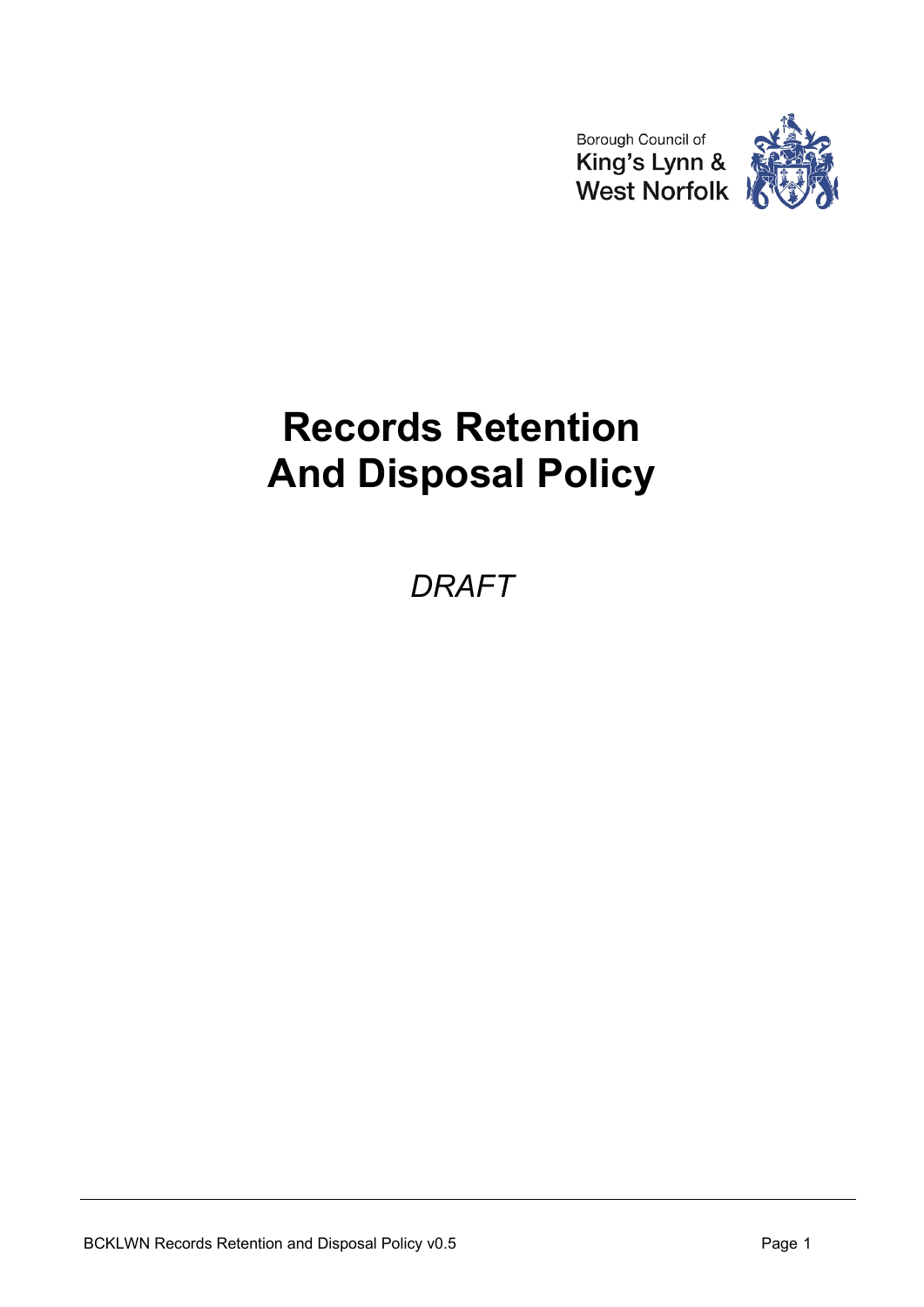Borough Council of
King's Lynn &
West Norfolk

# Records Retention And Disposal Policy

*DRAFT*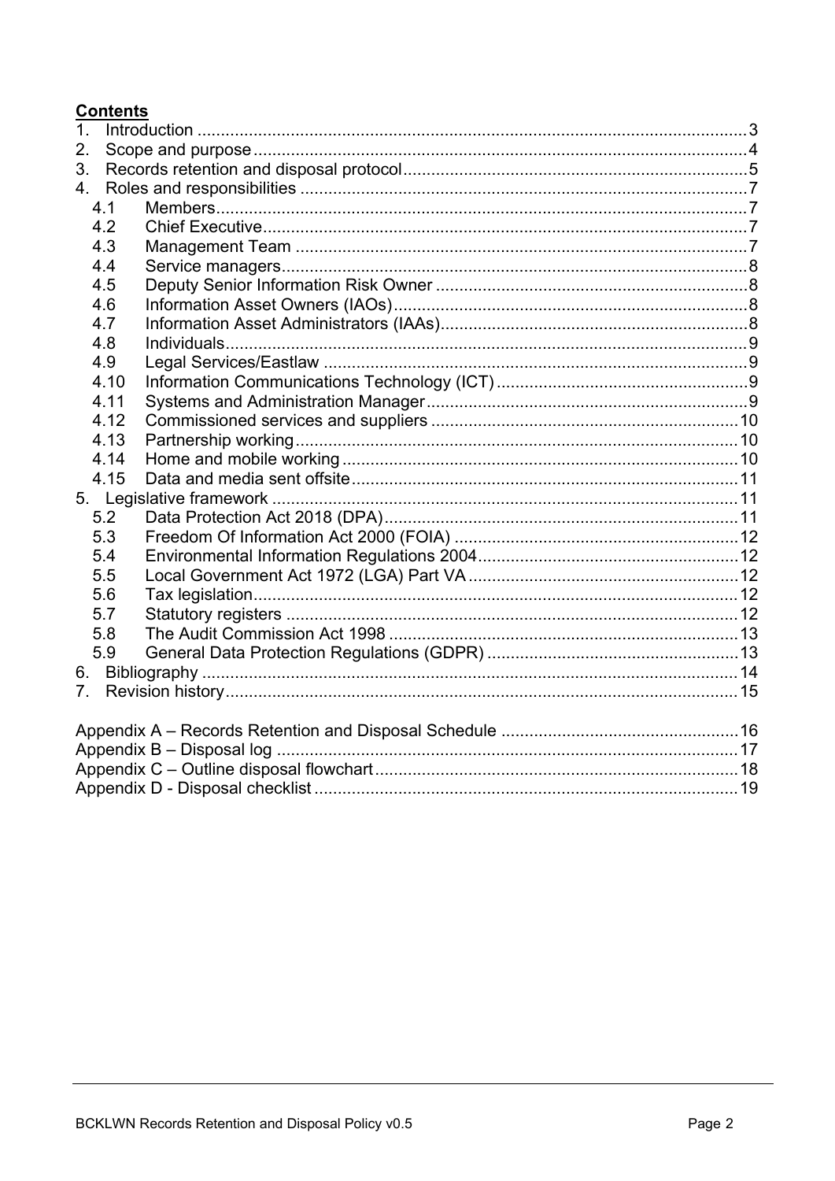**Contents**

1. Introduction ..... 3
2. Scope and purpose ..... 4
3. Records retention and disposal protocol ..... 5
4. Roles and responsibilities ..... 7
   - 4.1 Members ..... 7
   - 4.2 Chief Executive ..... 7
   - 4.3 Management Team ..... 7
   - 4.4 Service managers ..... 8
   - 4.5 Deputy Senior Information Risk Owner ..... 8
   - 4.6 Information Asset Owners (IAOs) ..... 8
   - 4.7 Information Asset Administrators (IAAs) ..... 8
   - 4.8 Individuals ..... 9
   - 4.9 Legal Services/Eastlaw ..... 9
   - 4.10 Information Communications Technology (ICT) ..... 9
   - 4.11 Systems and Administration Manager ..... 9
   - 4.12 Commissioned services and suppliers ..... 10
   - 4.13 Partnership working ..... 10
   - 4.14 Home and mobile working ..... 10
   - 4.15 Data and media sent offsite ..... 11
5. Legislative framework ..... 11
   - 5.2 Data Protection Act 2018 (DPA) ..... 11
   - 5.3 Freedom Of Information Act 2000 (FOIA) ..... 12
   - 5.4 Environmental Information Regulations 2004 ..... 12
   - 5.5 Local Government Act 1972 (LGA) Part VA ..... 12
   - 5.6 Tax legislation ..... 12
   - 5.7 Statutory registers ..... 12
   - 5.8 The Audit Commission Act 1998 ..... 13
   - 5.9 General Data Protection Regulations (GDPR) ..... 13
6. Bibliography ..... 14
7. Revision history ..... 15

Appendix A – Records Retention and Disposal Schedule ..... 16
Appendix B – Disposal log ..... 17
Appendix C – Outline disposal flowchart ..... 18
Appendix D - Disposal checklist ..... 19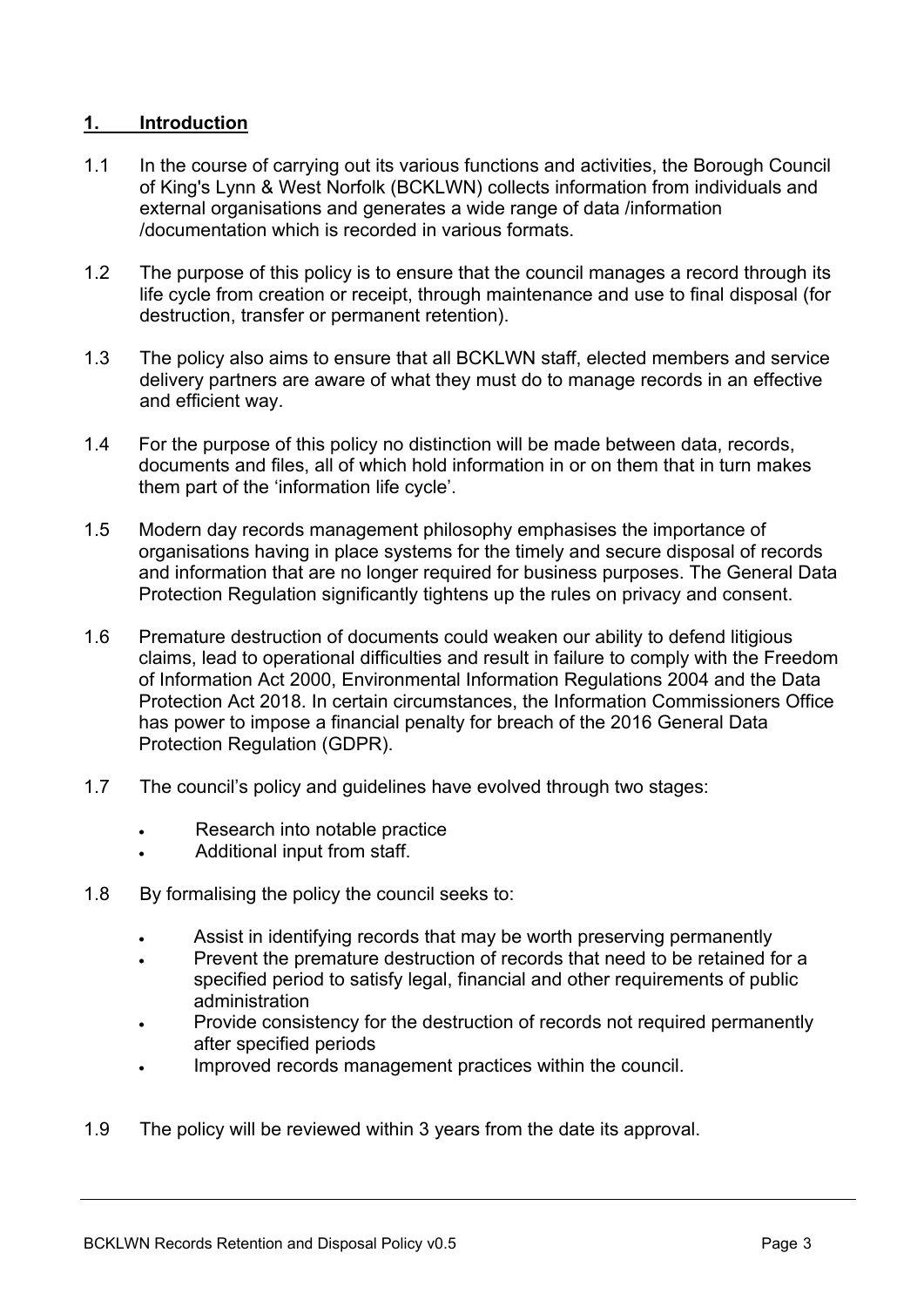## 1. Introduction

1.1 In the course of carrying out its various functions and activities, the Borough Council of King's Lynn & West Norfolk (BCKLWN) collects information from individuals and external organisations and generates a wide range of data /information /documentation which is recorded in various formats.

1.2 The purpose of this policy is to ensure that the council manages a record through its life cycle from creation or receipt, through maintenance and use to final disposal (for destruction, transfer or permanent retention).

1.3 The policy also aims to ensure that all BCKLWN staff, elected members and service delivery partners are aware of what they must do to manage records in an effective and efficient way.

1.4 For the purpose of this policy no distinction will be made between data, records, documents and files, all of which hold information in or on them that in turn makes them part of the 'information life cycle'.

1.5 Modern day records management philosophy emphasises the importance of organisations having in place systems for the timely and secure disposal of records and information that are no longer required for business purposes. The General Data Protection Regulation significantly tightens up the rules on privacy and consent.

1.6 Premature destruction of documents could weaken our ability to defend litigious claims, lead to operational difficulties and result in failure to comply with the Freedom of Information Act 2000, Environmental Information Regulations 2004 and the Data Protection Act 2018. In certain circumstances, the Information Commissioners Office has power to impose a financial penalty for breach of the 2016 General Data Protection Regulation (GDPR).

1.7 The council's policy and guidelines have evolved through two stages:

- Research into notable practice
- Additional input from staff.

1.8 By formalising the policy the council seeks to:

- Assist in identifying records that may be worth preserving permanently
- Prevent the premature destruction of records that need to be retained for a specified period to satisfy legal, financial and other requirements of public administration
- Provide consistency for the destruction of records not required permanently after specified periods
- Improved records management practices within the council.

1.9 The policy will be reviewed within 3 years from the date its approval.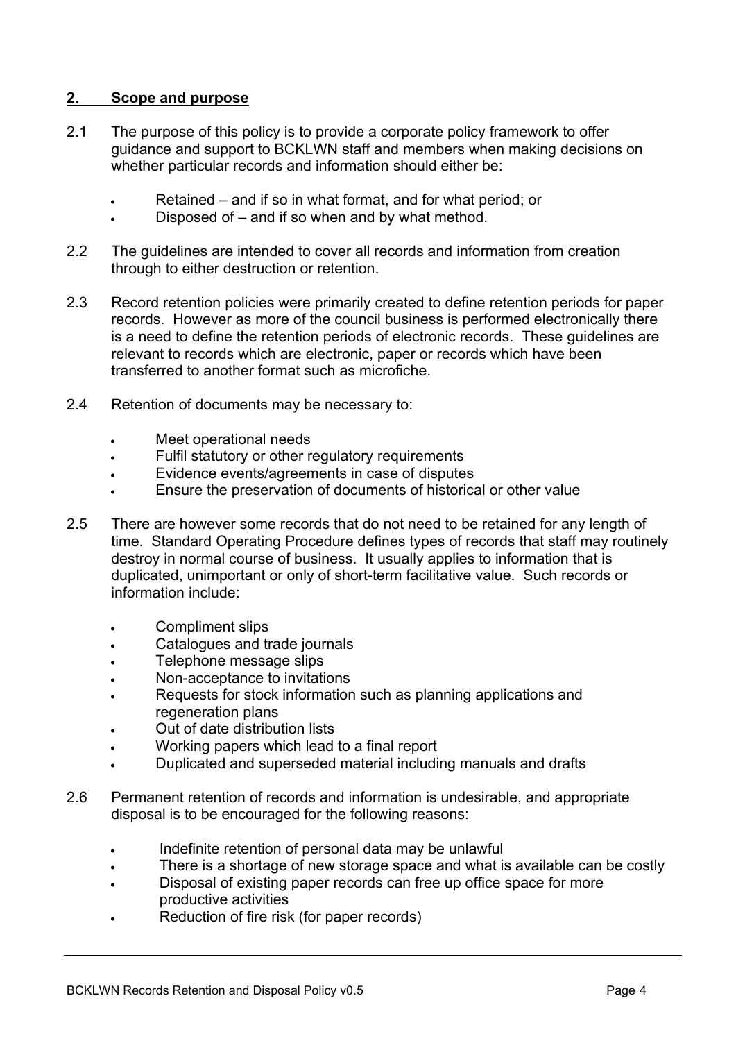## 2. Scope and purpose

2.1 The purpose of this policy is to provide a corporate policy framework to offer guidance and support to BCKLWN staff and members when making decisions on whether particular records and information should either be:

- Retained – and if so in what format, and for what period; or
- Disposed of – and if so when and by what method.

2.2 The guidelines are intended to cover all records and information from creation through to either destruction or retention.

2.3 Record retention policies were primarily created to define retention periods for paper records. However as more of the council business is performed electronically there is a need to define the retention periods of electronic records. These guidelines are relevant to records which are electronic, paper or records which have been transferred to another format such as microfiche.

2.4 Retention of documents may be necessary to:

- Meet operational needs
- Fulfil statutory or other regulatory requirements
- Evidence events/agreements in case of disputes
- Ensure the preservation of documents of historical or other value

2.5 There are however some records that do not need to be retained for any length of time. Standard Operating Procedure defines types of records that staff may routinely destroy in normal course of business. It usually applies to information that is duplicated, unimportant or only of short-term facilitative value. Such records or information include:

- Compliment slips
- Catalogues and trade journals
- Telephone message slips
- Non-acceptance to invitations
- Requests for stock information such as planning applications and regeneration plans
- Out of date distribution lists
- Working papers which lead to a final report
- Duplicated and superseded material including manuals and drafts

2.6 Permanent retention of records and information is undesirable, and appropriate disposal is to be encouraged for the following reasons:

- Indefinite retention of personal data may be unlawful
- There is a shortage of new storage space and what is available can be costly
- Disposal of existing paper records can free up office space for more productive activities
- Reduction of fire risk (for paper records)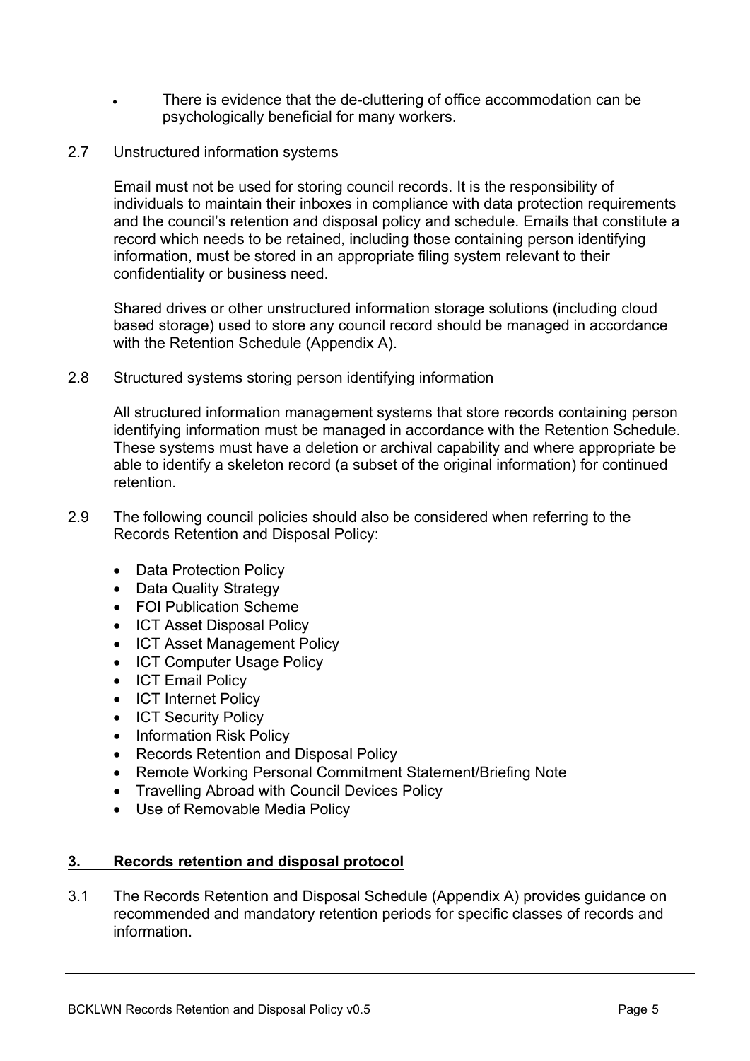- There is evidence that the de-cluttering of office accommodation can be psychologically beneficial for many workers.

2.7 Unstructured information systems

Email must not be used for storing council records. It is the responsibility of individuals to maintain their inboxes in compliance with data protection requirements and the council's retention and disposal policy and schedule. Emails that constitute a record which needs to be retained, including those containing person identifying information, must be stored in an appropriate filing system relevant to their confidentiality or business need.

Shared drives or other unstructured information storage solutions (including cloud based storage) used to store any council record should be managed in accordance with the Retention Schedule (Appendix A).

2.8 Structured systems storing person identifying information

All structured information management systems that store records containing person identifying information must be managed in accordance with the Retention Schedule. These systems must have a deletion or archival capability and where appropriate be able to identify a skeleton record (a subset of the original information) for continued retention.

2.9 The following council policies should also be considered when referring to the Records Retention and Disposal Policy:

- Data Protection Policy
- Data Quality Strategy
- FOI Publication Scheme
- ICT Asset Disposal Policy
- ICT Asset Management Policy
- ICT Computer Usage Policy
- ICT Email Policy
- ICT Internet Policy
- ICT Security Policy
- Information Risk Policy
- Records Retention and Disposal Policy
- Remote Working Personal Commitment Statement/Briefing Note
- Travelling Abroad with Council Devices Policy
- Use of Removable Media Policy

## 3. Records retention and disposal protocol

3.1 The Records Retention and Disposal Schedule (Appendix A) provides guidance on recommended and mandatory retention periods for specific classes of records and information.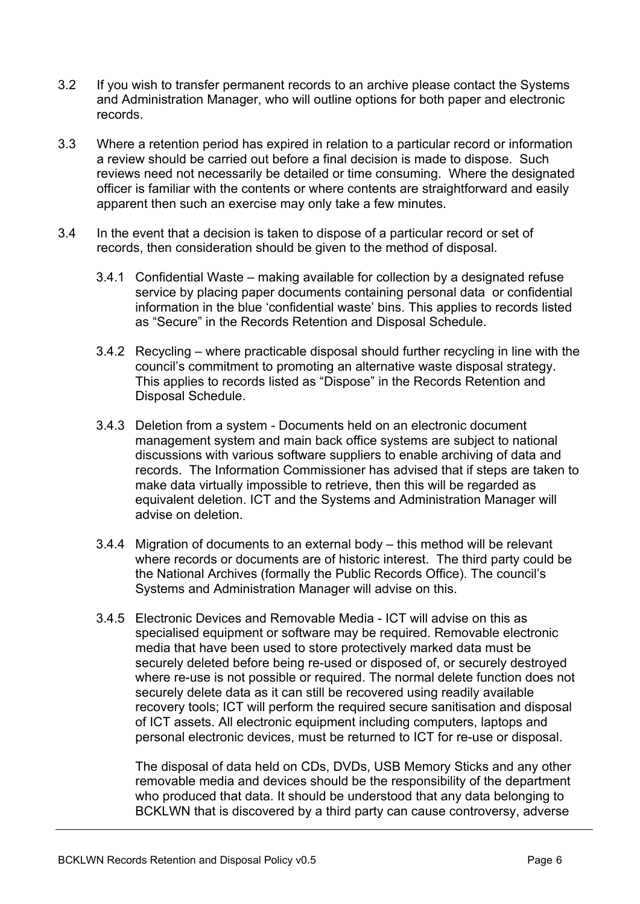3.2 If you wish to transfer permanent records to an archive please contact the Systems and Administration Manager, who will outline options for both paper and electronic records.

3.3 Where a retention period has expired in relation to a particular record or information a review should be carried out before a final decision is made to dispose. Such reviews need not necessarily be detailed or time consuming. Where the designated officer is familiar with the contents or where contents are straightforward and easily apparent then such an exercise may only take a few minutes.

3.4 In the event that a decision is taken to dispose of a particular record or set of records, then consideration should be given to the method of disposal.

3.4.1 Confidential Waste – making available for collection by a designated refuse service by placing paper documents containing personal data or confidential information in the blue 'confidential waste' bins. This applies to records listed as "Secure" in the Records Retention and Disposal Schedule.

3.4.2 Recycling – where practicable disposal should further recycling in line with the council's commitment to promoting an alternative waste disposal strategy. This applies to records listed as "Dispose" in the Records Retention and Disposal Schedule.

3.4.3 Deletion from a system - Documents held on an electronic document management system and main back office systems are subject to national discussions with various software suppliers to enable archiving of data and records. The Information Commissioner has advised that if steps are taken to make data virtually impossible to retrieve, then this will be regarded as equivalent deletion. ICT and the Systems and Administration Manager will advise on deletion.

3.4.4 Migration of documents to an external body – this method will be relevant where records or documents are of historic interest. The third party could be the National Archives (formally the Public Records Office). The council's Systems and Administration Manager will advise on this.

3.4.5 Electronic Devices and Removable Media - ICT will advise on this as specialised equipment or software may be required. Removable electronic media that have been used to store protectively marked data must be securely deleted before being re-used or disposed of, or securely destroyed where re-use is not possible or required. The normal delete function does not securely delete data as it can still be recovered using readily available recovery tools; ICT will perform the required secure sanitisation and disposal of ICT assets. All electronic equipment including computers, laptops and personal electronic devices, must be returned to ICT for re-use or disposal.

The disposal of data held on CDs, DVDs, USB Memory Sticks and any other removable media and devices should be the responsibility of the department who produced that data. It should be understood that any data belonging to BCKLWN that is discovered by a third party can cause controversy, adverse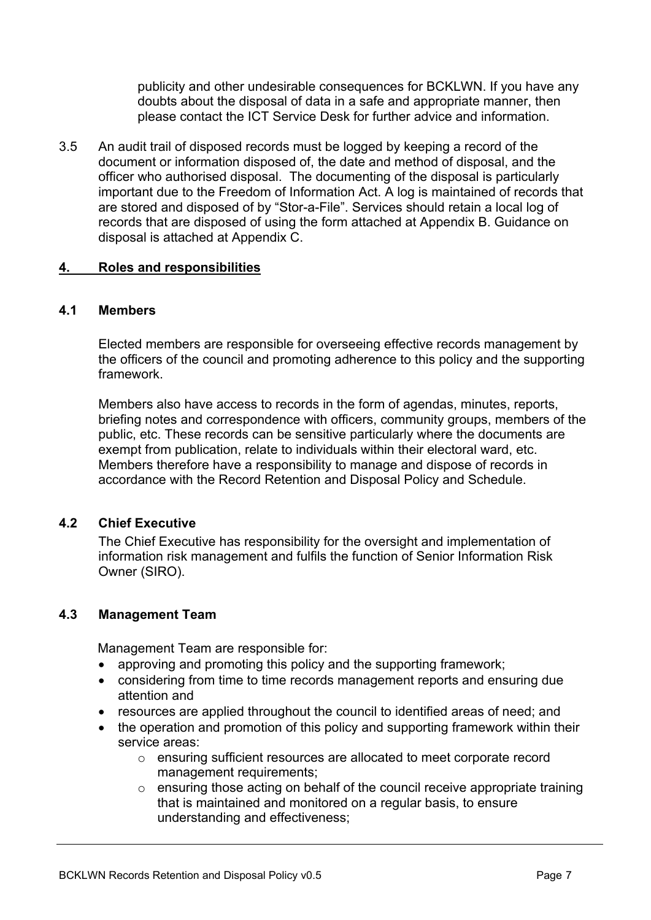publicity and other undesirable consequences for BCKLWN. If you have any doubts about the disposal of data in a safe and appropriate manner, then please contact the ICT Service Desk for further advice and information.

3.5 An audit trail of disposed records must be logged by keeping a record of the document or information disposed of, the date and method of disposal, and the officer who authorised disposal. The documenting of the disposal is particularly important due to the Freedom of Information Act. A log is maintained of records that are stored and disposed of by "Stor-a-File". Services should retain a local log of records that are disposed of using the form attached at Appendix B. Guidance on disposal is attached at Appendix C.

## 4. Roles and responsibilities

### 4.1 Members

Elected members are responsible for overseeing effective records management by the officers of the council and promoting adherence to this policy and the supporting framework.

Members also have access to records in the form of agendas, minutes, reports, briefing notes and correspondence with officers, community groups, members of the public, etc. These records can be sensitive particularly where the documents are exempt from publication, relate to individuals within their electoral ward, etc. Members therefore have a responsibility to manage and dispose of records in accordance with the Record Retention and Disposal Policy and Schedule.

### 4.2 Chief Executive

The Chief Executive has responsibility for the oversight and implementation of information risk management and fulfils the function of Senior Information Risk Owner (SIRO).

### 4.3 Management Team

Management Team are responsible for:

- approving and promoting this policy and the supporting framework;
- considering from time to time records management reports and ensuring due attention and
- resources are applied throughout the council to identified areas of need; and
- the operation and promotion of this policy and supporting framework within their service areas:
  - ensuring sufficient resources are allocated to meet corporate record management requirements;
  - ensuring those acting on behalf of the council receive appropriate training that is maintained and monitored on a regular basis, to ensure understanding and effectiveness;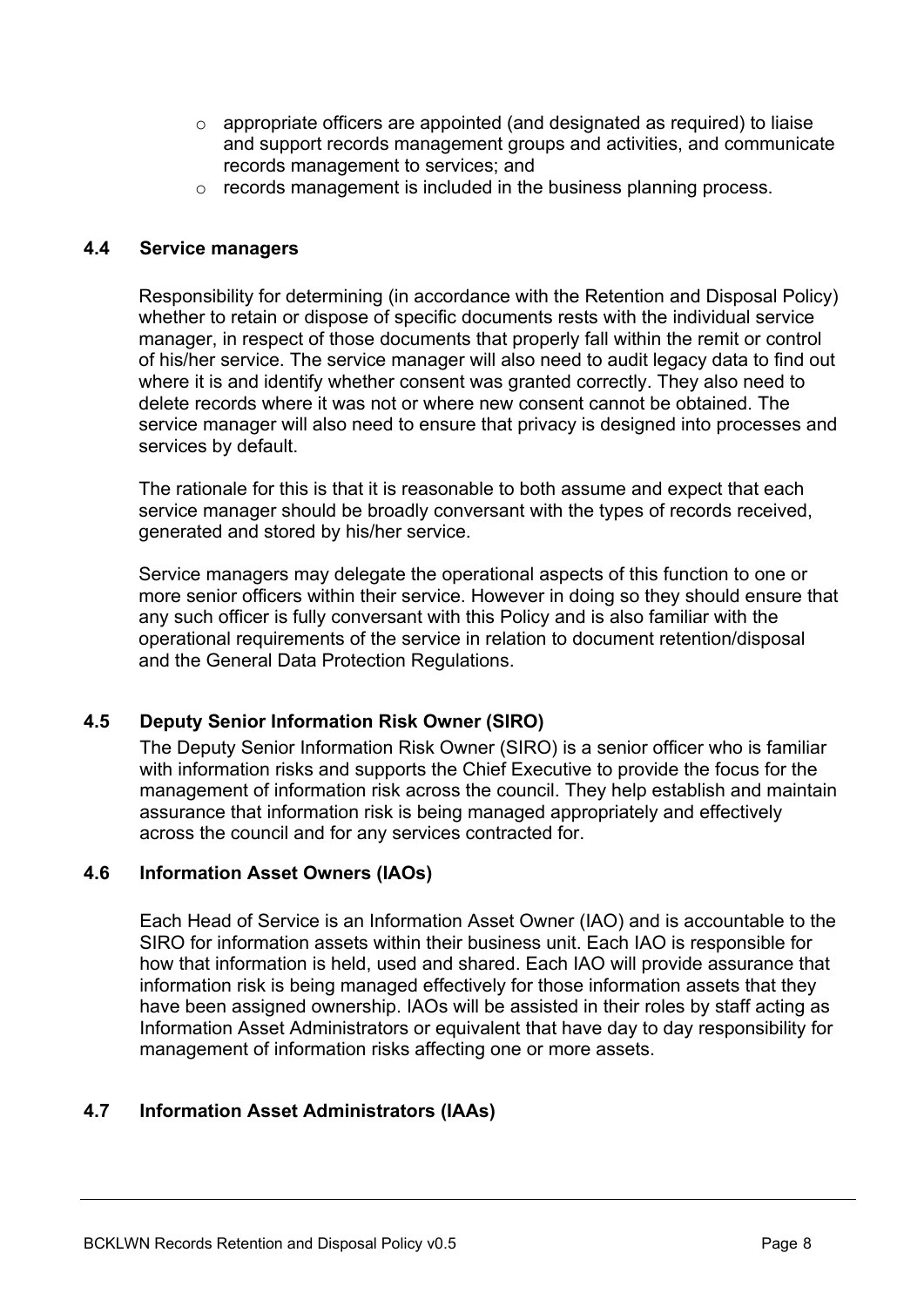- appropriate officers are appointed (and designated as required) to liaise and support records management groups and activities, and communicate records management to services; and
- records management is included in the business planning process.

### 4.4 Service managers

Responsibility for determining (in accordance with the Retention and Disposal Policy) whether to retain or dispose of specific documents rests with the individual service manager, in respect of those documents that properly fall within the remit or control of his/her service. The service manager will also need to audit legacy data to find out where it is and identify whether consent was granted correctly. They also need to delete records where it was not or where new consent cannot be obtained. The service manager will also need to ensure that privacy is designed into processes and services by default.

The rationale for this is that it is reasonable to both assume and expect that each service manager should be broadly conversant with the types of records received, generated and stored by his/her service.

Service managers may delegate the operational aspects of this function to one or more senior officers within their service. However in doing so they should ensure that any such officer is fully conversant with this Policy and is also familiar with the operational requirements of the service in relation to document retention/disposal and the General Data Protection Regulations.

### 4.5 Deputy Senior Information Risk Owner (SIRO)

The Deputy Senior Information Risk Owner (SIRO) is a senior officer who is familiar with information risks and supports the Chief Executive to provide the focus for the management of information risk across the council. They help establish and maintain assurance that information risk is being managed appropriately and effectively across the council and for any services contracted for.

### 4.6 Information Asset Owners (IAOs)

Each Head of Service is an Information Asset Owner (IAO) and is accountable to the SIRO for information assets within their business unit. Each IAO is responsible for how that information is held, used and shared. Each IAO will provide assurance that information risk is being managed effectively for those information assets that they have been assigned ownership. IAOs will be assisted in their roles by staff acting as Information Asset Administrators or equivalent that have day to day responsibility for management of information risks affecting one or more assets.

### 4.7 Information Asset Administrators (IAAs)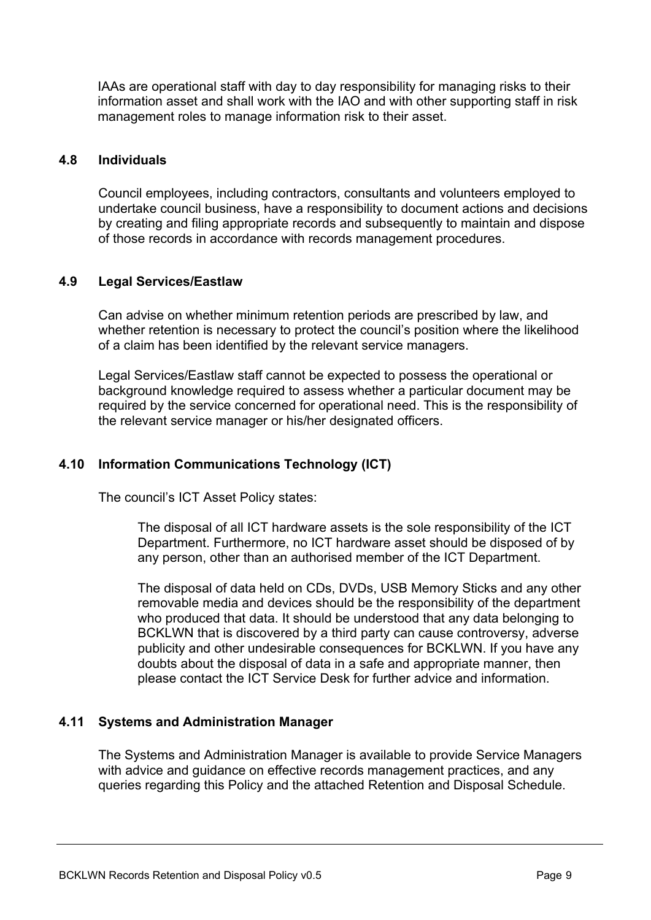IAAs are operational staff with day to day responsibility for managing risks to their information asset and shall work with the IAO and with other supporting staff in risk management roles to manage information risk to their asset.

### 4.8 Individuals

Council employees, including contractors, consultants and volunteers employed to undertake council business, have a responsibility to document actions and decisions by creating and filing appropriate records and subsequently to maintain and dispose of those records in accordance with records management procedures.

### 4.9 Legal Services/Eastlaw

Can advise on whether minimum retention periods are prescribed by law, and whether retention is necessary to protect the council's position where the likelihood of a claim has been identified by the relevant service managers.

Legal Services/Eastlaw staff cannot be expected to possess the operational or background knowledge required to assess whether a particular document may be required by the service concerned for operational need. This is the responsibility of the relevant service manager or his/her designated officers.

### 4.10 Information Communications Technology (ICT)

The council's ICT Asset Policy states:

> The disposal of all ICT hardware assets is the sole responsibility of the ICT Department. Furthermore, no ICT hardware asset should be disposed of by any person, other than an authorised member of the ICT Department.
>
> The disposal of data held on CDs, DVDs, USB Memory Sticks and any other removable media and devices should be the responsibility of the department who produced that data. It should be understood that any data belonging to BCKLWN that is discovered by a third party can cause controversy, adverse publicity and other undesirable consequences for BCKLWN. If you have any doubts about the disposal of data in a safe and appropriate manner, then please contact the ICT Service Desk for further advice and information.

### 4.11 Systems and Administration Manager

The Systems and Administration Manager is available to provide Service Managers with advice and guidance on effective records management practices, and any queries regarding this Policy and the attached Retention and Disposal Schedule.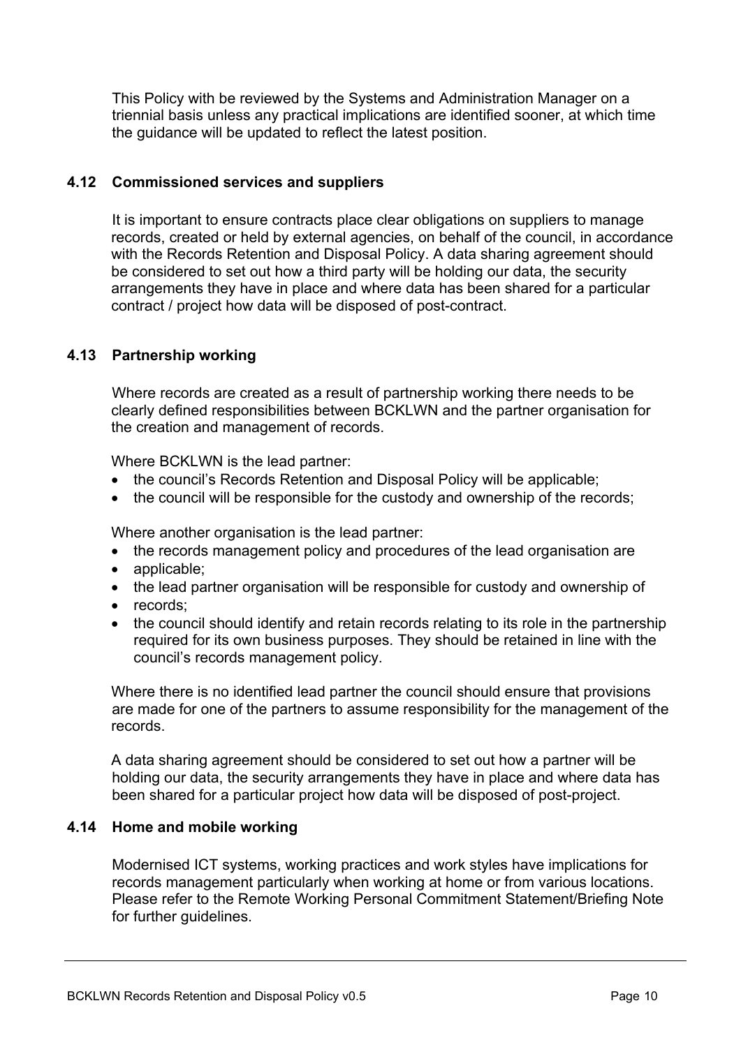This Policy with be reviewed by the Systems and Administration Manager on a triennial basis unless any practical implications are identified sooner, at which time the guidance will be updated to reflect the latest position.

### 4.12 Commissioned services and suppliers

It is important to ensure contracts place clear obligations on suppliers to manage records, created or held by external agencies, on behalf of the council, in accordance with the Records Retention and Disposal Policy. A data sharing agreement should be considered to set out how a third party will be holding our data, the security arrangements they have in place and where data has been shared for a particular contract / project how data will be disposed of post-contract.

### 4.13 Partnership working

Where records are created as a result of partnership working there needs to be clearly defined responsibilities between BCKLWN and the partner organisation for the creation and management of records.

Where BCKLWN is the lead partner:

- the council's Records Retention and Disposal Policy will be applicable;
- the council will be responsible for the custody and ownership of the records;

Where another organisation is the lead partner:

- the records management policy and procedures of the lead organisation are
- applicable;
- the lead partner organisation will be responsible for custody and ownership of
- records;
- the council should identify and retain records relating to its role in the partnership required for its own business purposes. They should be retained in line with the council's records management policy.

Where there is no identified lead partner the council should ensure that provisions are made for one of the partners to assume responsibility for the management of the records.

A data sharing agreement should be considered to set out how a partner will be holding our data, the security arrangements they have in place and where data has been shared for a particular project how data will be disposed of post-project.

### 4.14 Home and mobile working

Modernised ICT systems, working practices and work styles have implications for records management particularly when working at home or from various locations. Please refer to the Remote Working Personal Commitment Statement/Briefing Note for further guidelines.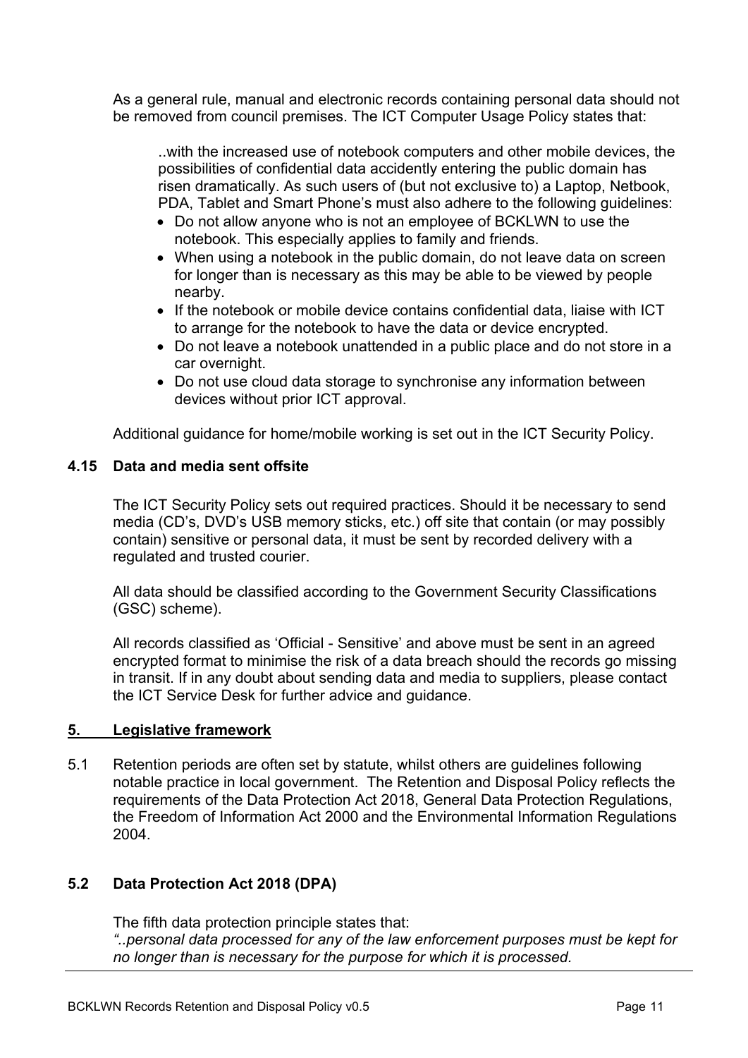As a general rule, manual and electronic records containing personal data should not be removed from council premises. The ICT Computer Usage Policy states that:

> ..with the increased use of notebook computers and other mobile devices, the possibilities of confidential data accidently entering the public domain has risen dramatically. As such users of (but not exclusive to) a Laptop, Netbook, PDA, Tablet and Smart Phone's must also adhere to the following guidelines:
>
> - Do not allow anyone who is not an employee of BCKLWN to use the notebook. This especially applies to family and friends.
> - When using a notebook in the public domain, do not leave data on screen for longer than is necessary as this may be able to be viewed by people nearby.
> - If the notebook or mobile device contains confidential data, liaise with ICT to arrange for the notebook to have the data or device encrypted.
> - Do not leave a notebook unattended in a public place and do not store in a car overnight.
> - Do not use cloud data storage to synchronise any information between devices without prior ICT approval.

Additional guidance for home/mobile working is set out in the ICT Security Policy.

### 4.15 Data and media sent offsite

The ICT Security Policy sets out required practices. Should it be necessary to send media (CD's, DVD's USB memory sticks, etc.) off site that contain (or may possibly contain) sensitive or personal data, it must be sent by recorded delivery with a regulated and trusted courier.

All data should be classified according to the Government Security Classifications (GSC) scheme).

All records classified as 'Official - Sensitive' and above must be sent in an agreed encrypted format to minimise the risk of a data breach should the records go missing in transit. If in any doubt about sending data and media to suppliers, please contact the ICT Service Desk for further advice and guidance.

## 5. Legislative framework

5.1 Retention periods are often set by statute, whilst others are guidelines following notable practice in local government. The Retention and Disposal Policy reflects the requirements of the Data Protection Act 2018, General Data Protection Regulations, the Freedom of Information Act 2000 and the Environmental Information Regulations 2004.

### 5.2 Data Protection Act 2018 (DPA)

The fifth data protection principle states that:
*"..personal data processed for any of the law enforcement purposes must be kept for no longer than is necessary for the purpose for which it is processed.*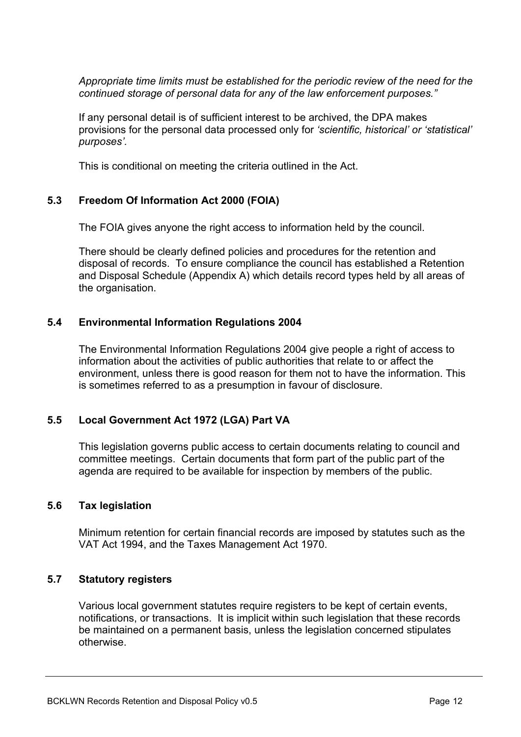*Appropriate time limits must be established for the periodic review of the need for the continued storage of personal data for any of the law enforcement purposes."*

If any personal detail is of sufficient interest to be archived, the DPA makes provisions for the personal data processed only for *'scientific, historical' or 'statistical' purposes'.*

This is conditional on meeting the criteria outlined in the Act.

### 5.3 Freedom Of Information Act 2000 (FOIA)

The FOIA gives anyone the right access to information held by the council.

There should be clearly defined policies and procedures for the retention and disposal of records. To ensure compliance the council has established a Retention and Disposal Schedule (Appendix A) which details record types held by all areas of the organisation.

### 5.4 Environmental Information Regulations 2004

The Environmental Information Regulations 2004 give people a right of access to information about the activities of public authorities that relate to or affect the environment, unless there is good reason for them not to have the information. This is sometimes referred to as a presumption in favour of disclosure.

### 5.5 Local Government Act 1972 (LGA) Part VA

This legislation governs public access to certain documents relating to council and committee meetings. Certain documents that form part of the public part of the agenda are required to be available for inspection by members of the public.

### 5.6 Tax legislation

Minimum retention for certain financial records are imposed by statutes such as the VAT Act 1994, and the Taxes Management Act 1970.

### 5.7 Statutory registers

Various local government statutes require registers to be kept of certain events, notifications, or transactions. It is implicit within such legislation that these records be maintained on a permanent basis, unless the legislation concerned stipulates otherwise.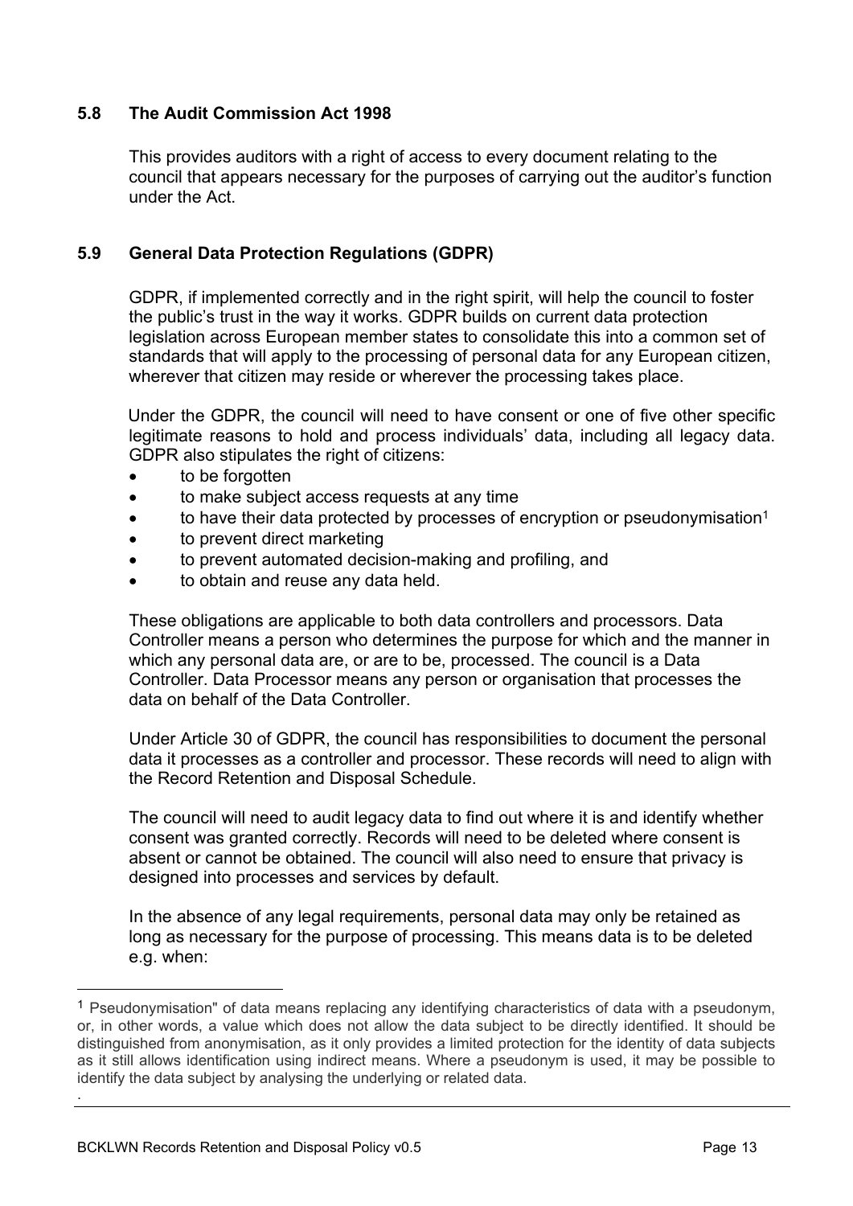## 5.8 The Audit Commission Act 1998

This provides auditors with a right of access to every document relating to the council that appears necessary for the purposes of carrying out the auditor's function under the Act.

## 5.9 General Data Protection Regulations (GDPR)

GDPR, if implemented correctly and in the right spirit, will help the council to foster the public's trust in the way it works. GDPR builds on current data protection legislation across European member states to consolidate this into a common set of standards that will apply to the processing of personal data for any European citizen, wherever that citizen may reside or wherever the processing takes place.

Under the GDPR, the council will need to have consent or one of five other specific legitimate reasons to hold and process individuals' data, including all legacy data. GDPR also stipulates the right of citizens:

- to be forgotten
- to make subject access requests at any time
- to have their data protected by processes of encryption or pseudonymisation[1]
- to prevent direct marketing
- to prevent automated decision-making and profiling, and
- to obtain and reuse any data held.

These obligations are applicable to both data controllers and processors. Data Controller means a person who determines the purpose for which and the manner in which any personal data are, or are to be, processed. The council is a Data Controller. Data Processor means any person or organisation that processes the data on behalf of the Data Controller.

Under Article 30 of GDPR, the council has responsibilities to document the personal data it processes as a controller and processor. These records will need to align with the Record Retention and Disposal Schedule.

The council will need to audit legacy data to find out where it is and identify whether consent was granted correctly. Records will need to be deleted where consent is absent or cannot be obtained. The council will also need to ensure that privacy is designed into processes and services by default.

In the absence of any legal requirements, personal data may only be retained as long as necessary for the purpose of processing. This means data is to be deleted e.g. when:

[1] Pseudonymisation" of data means replacing any identifying characteristics of data with a pseudonym, or, in other words, a value which does not allow the data subject to be directly identified. It should be distinguished from anonymisation, as it only provides a limited protection for the identity of data subjects as it still allows identification using indirect means. Where a pseudonym is used, it may be possible to identify the data subject by analysing the underlying or related data.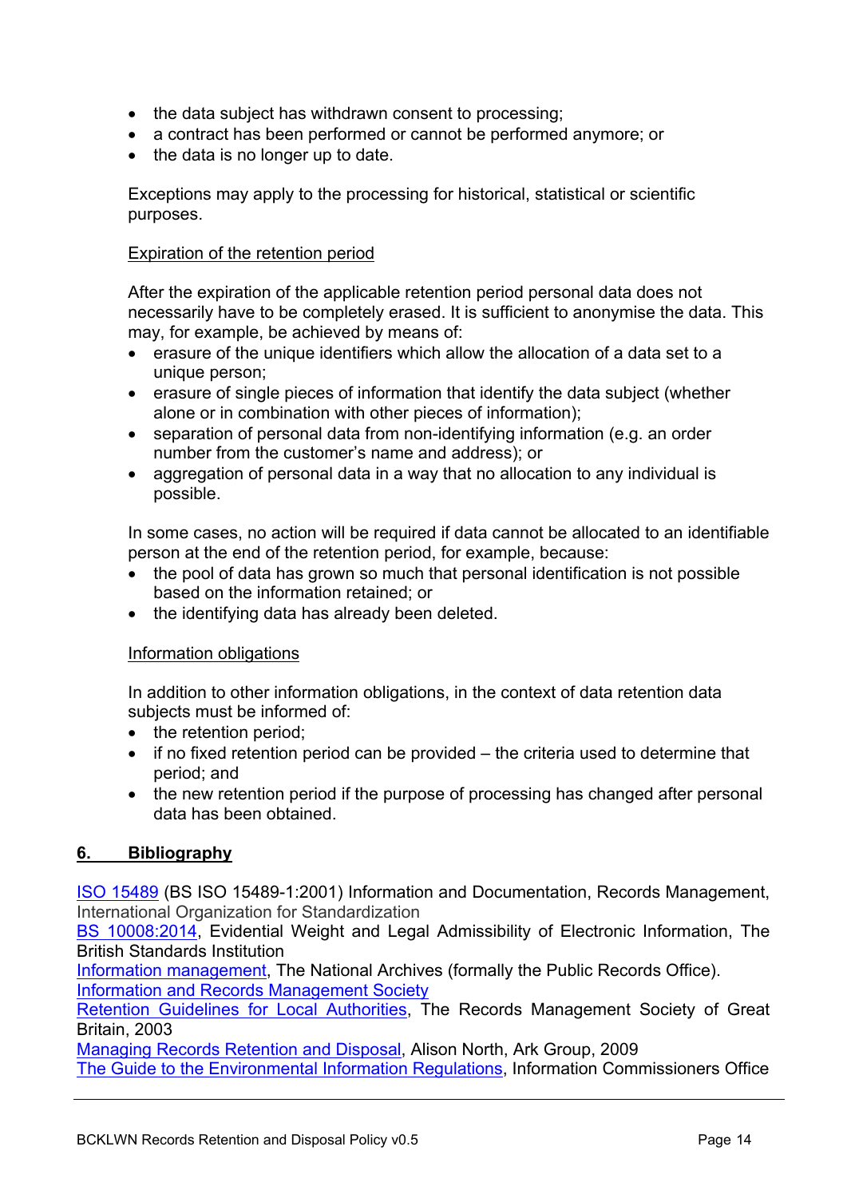- the data subject has withdrawn consent to processing;
- a contract has been performed or cannot be performed anymore; or
- the data is no longer up to date.

Exceptions may apply to the processing for historical, statistical or scientific purposes.

Expiration of the retention period

After the expiration of the applicable retention period personal data does not necessarily have to be completely erased. It is sufficient to anonymise the data. This may, for example, be achieved by means of:

- erasure of the unique identifiers which allow the allocation of a data set to a unique person;
- erasure of single pieces of information that identify the data subject (whether alone or in combination with other pieces of information);
- separation of personal data from non-identifying information (e.g. an order number from the customer's name and address); or
- aggregation of personal data in a way that no allocation to any individual is possible.

In some cases, no action will be required if data cannot be allocated to an identifiable person at the end of the retention period, for example, because:

- the pool of data has grown so much that personal identification is not possible based on the information retained; or
- the identifying data has already been deleted.

Information obligations

In addition to other information obligations, in the context of data retention data subjects must be informed of:

- the retention period;
- if no fixed retention period can be provided – the criteria used to determine that period; and
- the new retention period if the purpose of processing has changed after personal data has been obtained.

## 6. Bibliography

ISO 15489 (BS ISO 15489-1:2001) Information and Documentation, Records Management, International Organization for Standardization
BS 10008:2014, Evidential Weight and Legal Admissibility of Electronic Information, The British Standards Institution
Information management, The National Archives (formally the Public Records Office).
Information and Records Management Society
Retention Guidelines for Local Authorities, The Records Management Society of Great Britain, 2003
Managing Records Retention and Disposal, Alison North, Ark Group, 2009
The Guide to the Environmental Information Regulations, Information Commissioners Office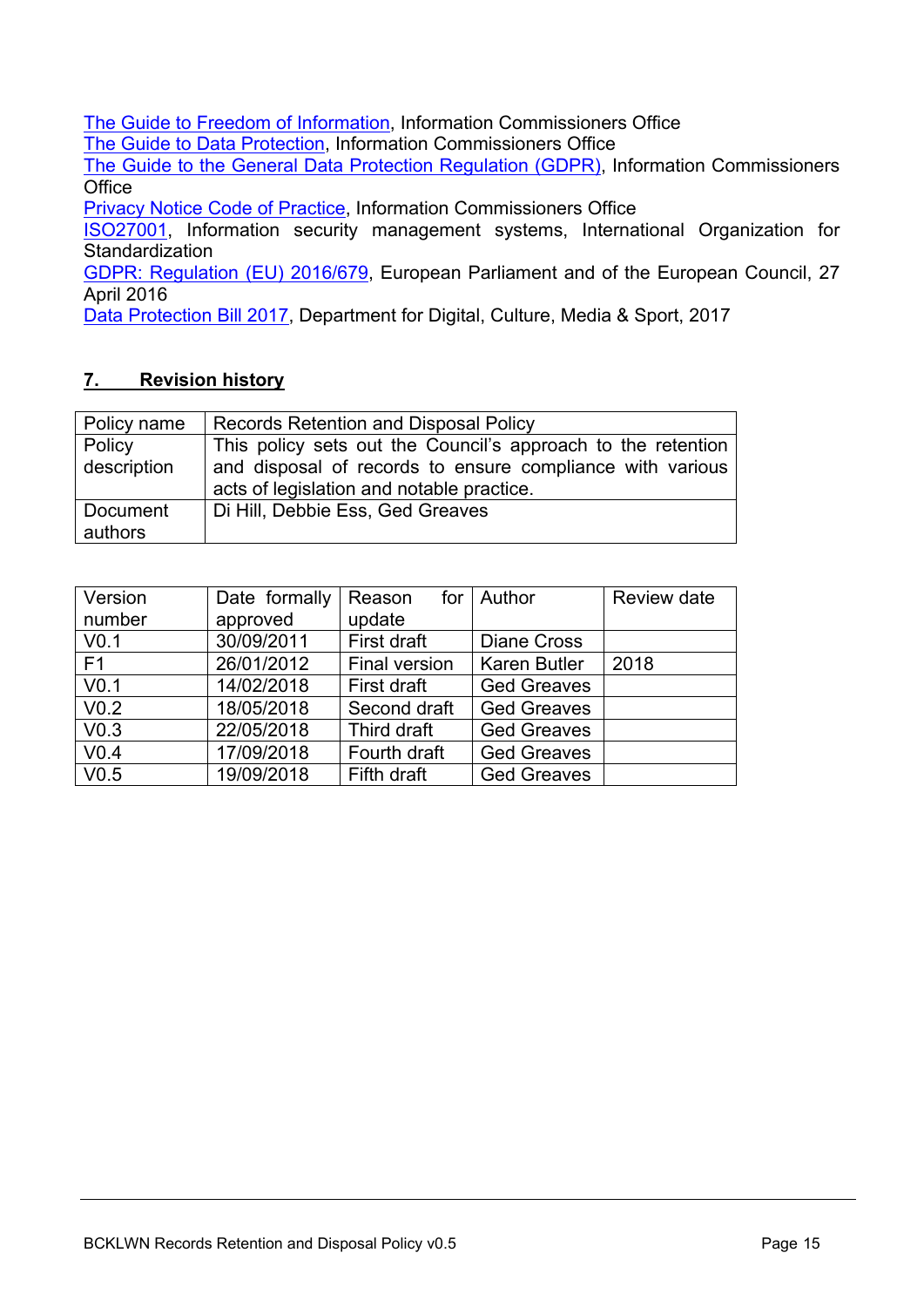[The Guide to Freedom of Information](), Information Commissioners Office
[The Guide to Data Protection](), Information Commissioners Office
[The Guide to the General Data Protection Regulation (GDPR)](), Information Commissioners Office
[Privacy Notice Code of Practice](), Information Commissioners Office
[ISO27001](), Information security management systems, International Organization for Standardization
[GDPR: Regulation (EU) 2016/679](), European Parliament and of the European Council, 27 April 2016
[Data Protection Bill 2017](), Department for Digital, Culture, Media & Sport, 2017

## 7. Revision history

| Policy name | Records Retention and Disposal Policy |
|---|---|
| Policy description | This policy sets out the Council's approach to the retention and disposal of records to ensure compliance with various acts of legislation and notable practice. |
| Document authors | Di Hill, Debbie Ess, Ged Greaves |

| Version number | Date formally approved | Reason for update | Author | Review date |
|---|---|---|---|---|
| V0.1 | 30/09/2011 | First draft | Diane Cross | |
| F1 | 26/01/2012 | Final version | Karen Butler | 2018 |
| V0.1 | 14/02/2018 | First draft | Ged Greaves | |
| V0.2 | 18/05/2018 | Second draft | Ged Greaves | |
| V0.3 | 22/05/2018 | Third draft | Ged Greaves | |
| V0.4 | 17/09/2018 | Fourth draft | Ged Greaves | |
| V0.5 | 19/09/2018 | Fifth draft | Ged Greaves | |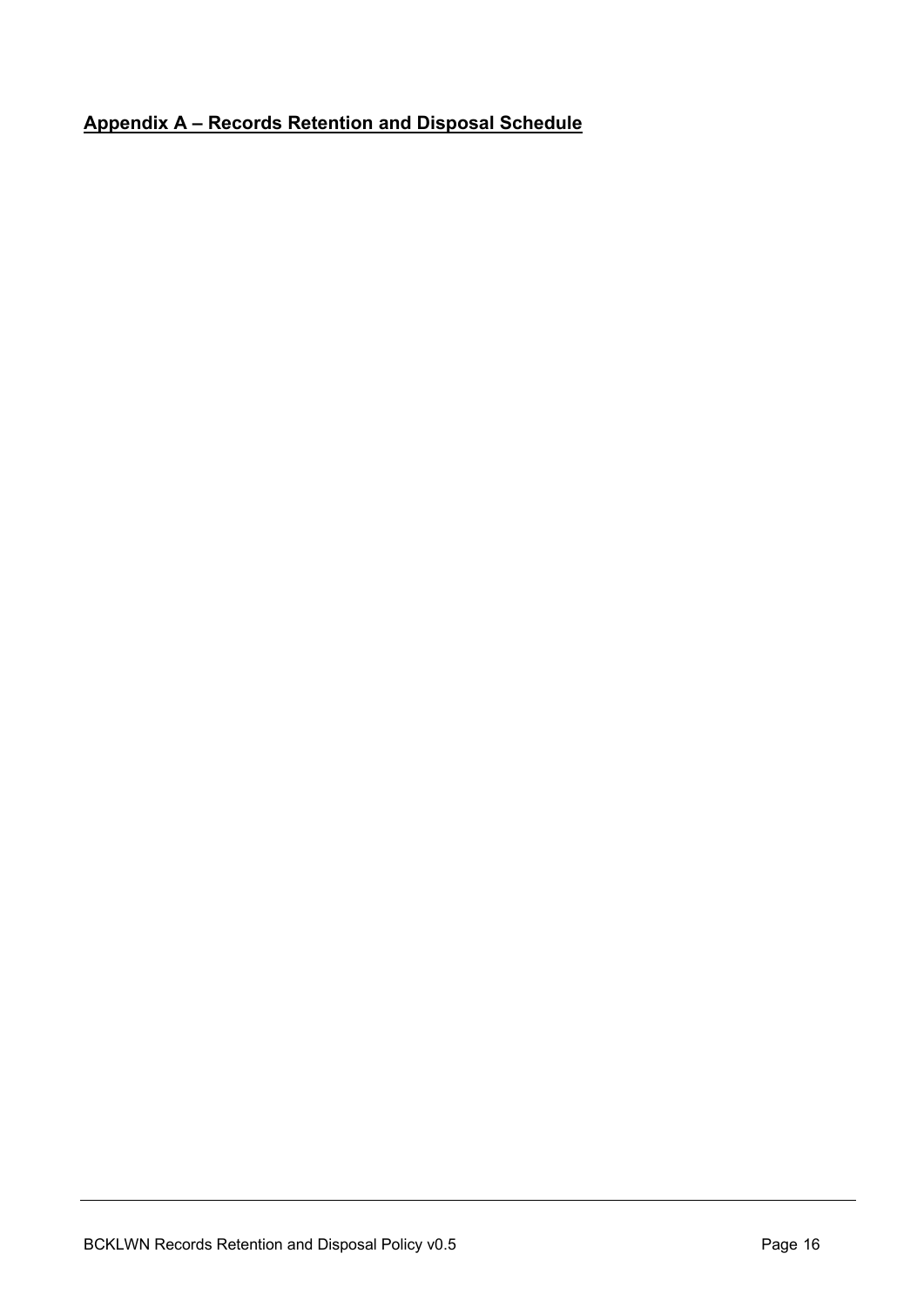## **Appendix A – Records Retention and Disposal Schedule**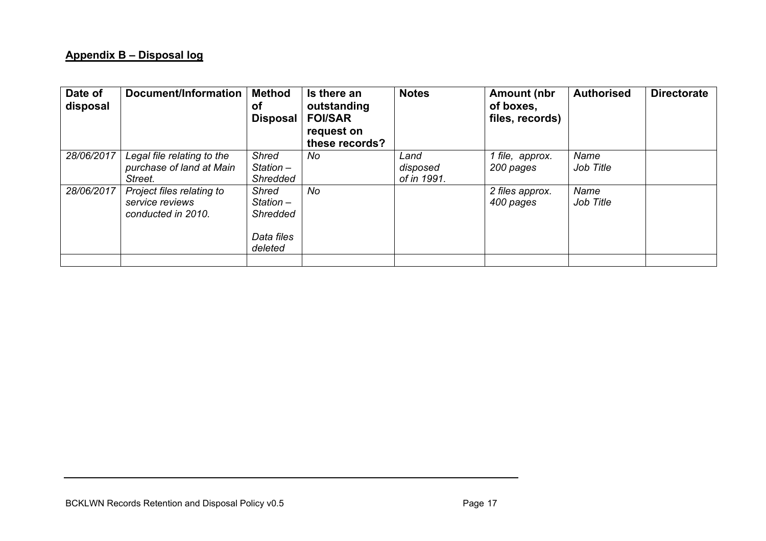## Appendix B – Disposal log

| Date of disposal | Document/Information | Method of Disposal | Is there an outstanding FOI/SAR request on these records? | Notes | Amount (nbr of boxes, files, records) | Authorised | Directorate |
|---|---|---|---|---|---|---|---|
| *28/06/2017* | *Legal file relating to the purchase of land at Main Street.* | *Shred Station – Shredded* | *No* | *Land disposed of in 1991.* | *1 file, approx. 200 pages* | *Name Job Title* | |
| *28/06/2017* | *Project files relating to service reviews conducted in 2010.* | *Shred Station – Shredded*<br><br>*Data files deleted* | *No* | | *2 files approx. 400 pages* | *Name Job Title* | |
| | | | | | | | |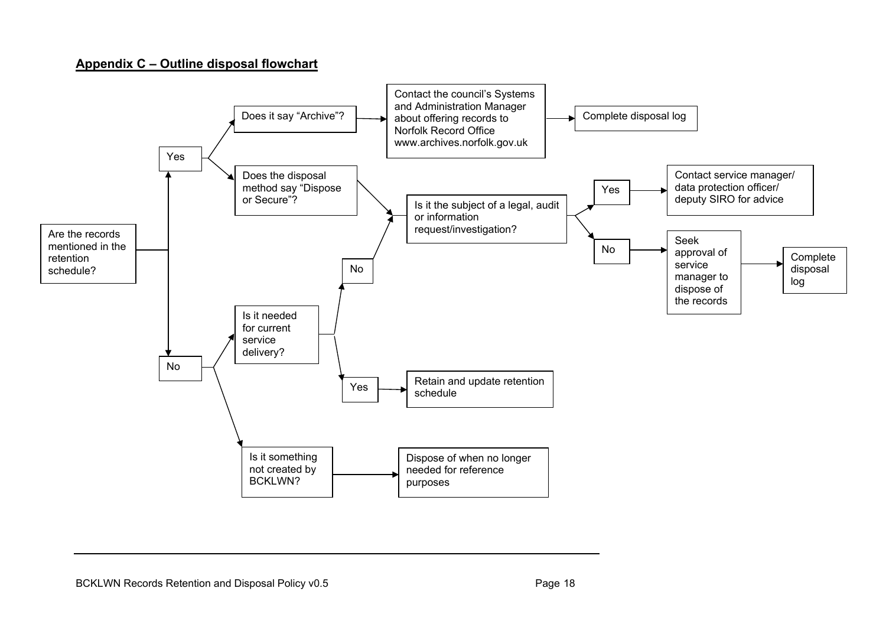## Appendix C – Outline disposal flowchart

**Are the records mentioned in the retention schedule?**

- **Yes**
  - Does it say "Archive"? → Contact the council's Systems and Administration Manager about offering records to Norfolk Record Office www.archives.norfolk.gov.uk → Complete disposal log
  - Does the disposal method say "Dispose or Secure"? → Is it the subject of a legal, audit or information request/investigation?
    - **Yes** → Contact service manager/ data protection officer/ deputy SIRO for advice
    - **No** → Seek approval of service manager to dispose of the records → Complete disposal log
- **No**
  - Is it needed for current service delivery?
    - **No** → Is it the subject of a legal, audit or information request/investigation?
    - **Yes** → Retain and update retention schedule
  - Is it something not created by BCKLWN? → Dispose of when no longer needed for reference purposes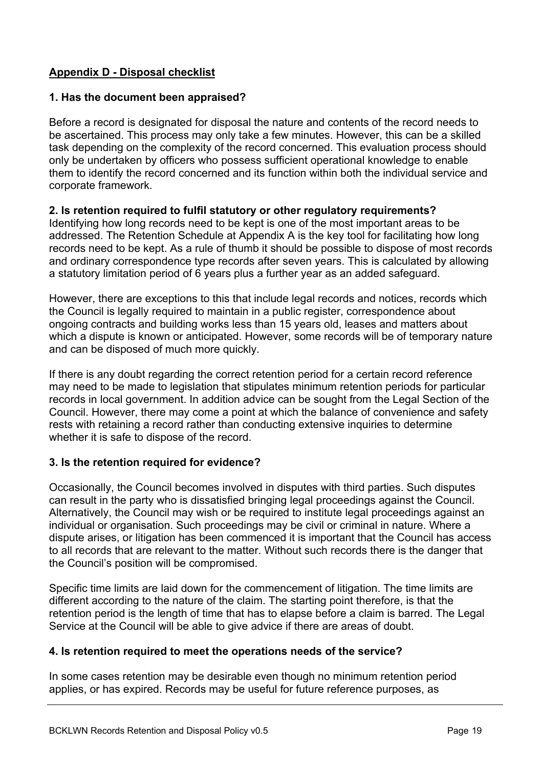## Appendix D - Disposal checklist

### 1. Has the document been appraised?

Before a record is designated for disposal the nature and contents of the record needs to be ascertained. This process may only take a few minutes. However, this can be a skilled task depending on the complexity of the record concerned. This evaluation process should only be undertaken by officers who possess sufficient operational knowledge to enable them to identify the record concerned and its function within both the individual service and corporate framework.

### 2. Is retention required to fulfil statutory or other regulatory requirements?

Identifying how long records need to be kept is one of the most important areas to be addressed. The Retention Schedule at Appendix A is the key tool for facilitating how long records need to be kept. As a rule of thumb it should be possible to dispose of most records and ordinary correspondence type records after seven years. This is calculated by allowing a statutory limitation period of 6 years plus a further year as an added safeguard.

However, there are exceptions to this that include legal records and notices, records which the Council is legally required to maintain in a public register, correspondence about ongoing contracts and building works less than 15 years old, leases and matters about which a dispute is known or anticipated. However, some records will be of temporary nature and can be disposed of much more quickly.

If there is any doubt regarding the correct retention period for a certain record reference may need to be made to legislation that stipulates minimum retention periods for particular records in local government. In addition advice can be sought from the Legal Section of the Council. However, there may come a point at which the balance of convenience and safety rests with retaining a record rather than conducting extensive inquiries to determine whether it is safe to dispose of the record.

### 3. Is the retention required for evidence?

Occasionally, the Council becomes involved in disputes with third parties. Such disputes can result in the party who is dissatisfied bringing legal proceedings against the Council. Alternatively, the Council may wish or be required to institute legal proceedings against an individual or organisation. Such proceedings may be civil or criminal in nature. Where a dispute arises, or litigation has been commenced it is important that the Council has access to all records that are relevant to the matter. Without such records there is the danger that the Council's position will be compromised.

Specific time limits are laid down for the commencement of litigation. The time limits are different according to the nature of the claim. The starting point therefore, is that the retention period is the length of time that has to elapse before a claim is barred. The Legal Service at the Council will be able to give advice if there are areas of doubt.

### 4. Is retention required to meet the operations needs of the service?

In some cases retention may be desirable even though no minimum retention period applies, or has expired. Records may be useful for future reference purposes, as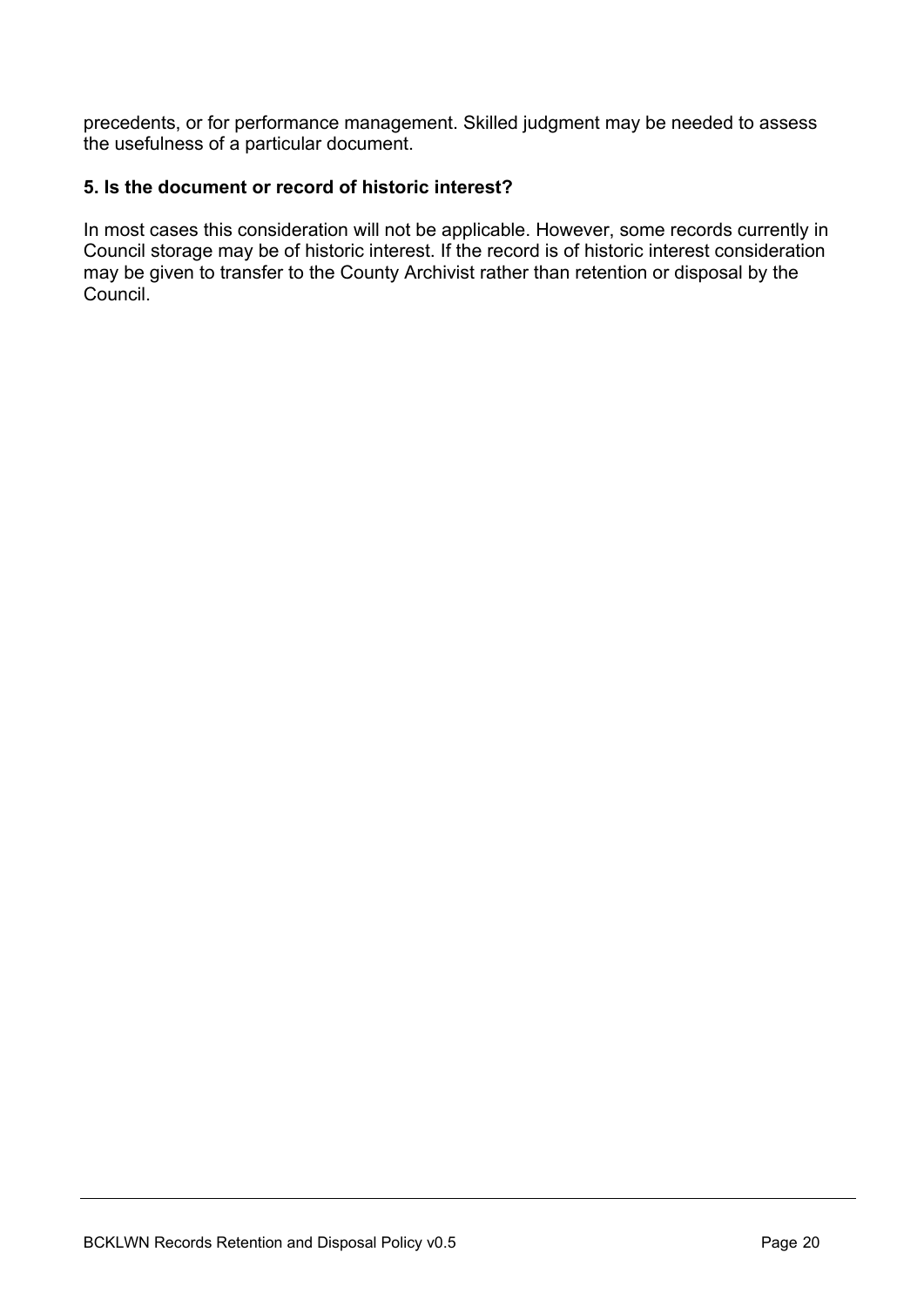precedents, or for performance management. Skilled judgment may be needed to assess the usefulness of a particular document.

**5. Is the document or record of historic interest?**

In most cases this consideration will not be applicable. However, some records currently in Council storage may be of historic interest. If the record is of historic interest consideration may be given to transfer to the County Archivist rather than retention or disposal by the Council.